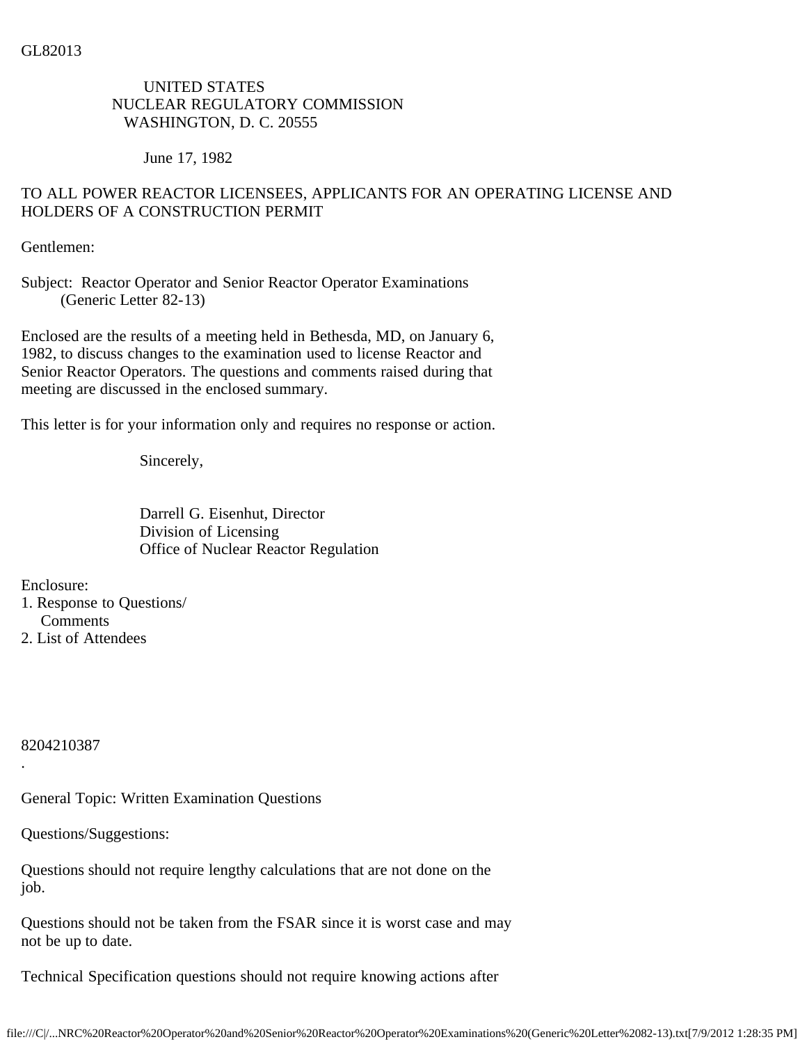GL82013

UNITED STATES
NUCLEAR REGULATORY COMMISSION
WASHINGTON, D. C. 20555

June 17, 1982

TO ALL POWER REACTOR LICENSEES, APPLICANTS FOR AN OPERATING LICENSE AND HOLDERS OF A CONSTRUCTION PERMIT

Gentlemen:

Subject: Reactor Operator and Senior Reactor Operator Examinations (Generic Letter 82-13)

Enclosed are the results of a meeting held in Bethesda, MD, on January 6, 1982, to discuss changes to the examination used to license Reactor and Senior Reactor Operators. The questions and comments raised during that meeting are discussed in the enclosed summary.

This letter is for your information only and requires no response or action.

Sincerely,

Darrell G. Eisenhut, Director
Division of Licensing
Office of Nuclear Reactor Regulation

Enclosure:
1. Response to Questions/ Comments
2. List of Attendees

8204210387

.

General Topic: Written Examination Questions

Questions/Suggestions:

Questions should not require lengthy calculations that are not done on the job.

Questions should not be taken from the FSAR since it is worst case and may not be up to date.

Technical Specification questions should not require knowing actions after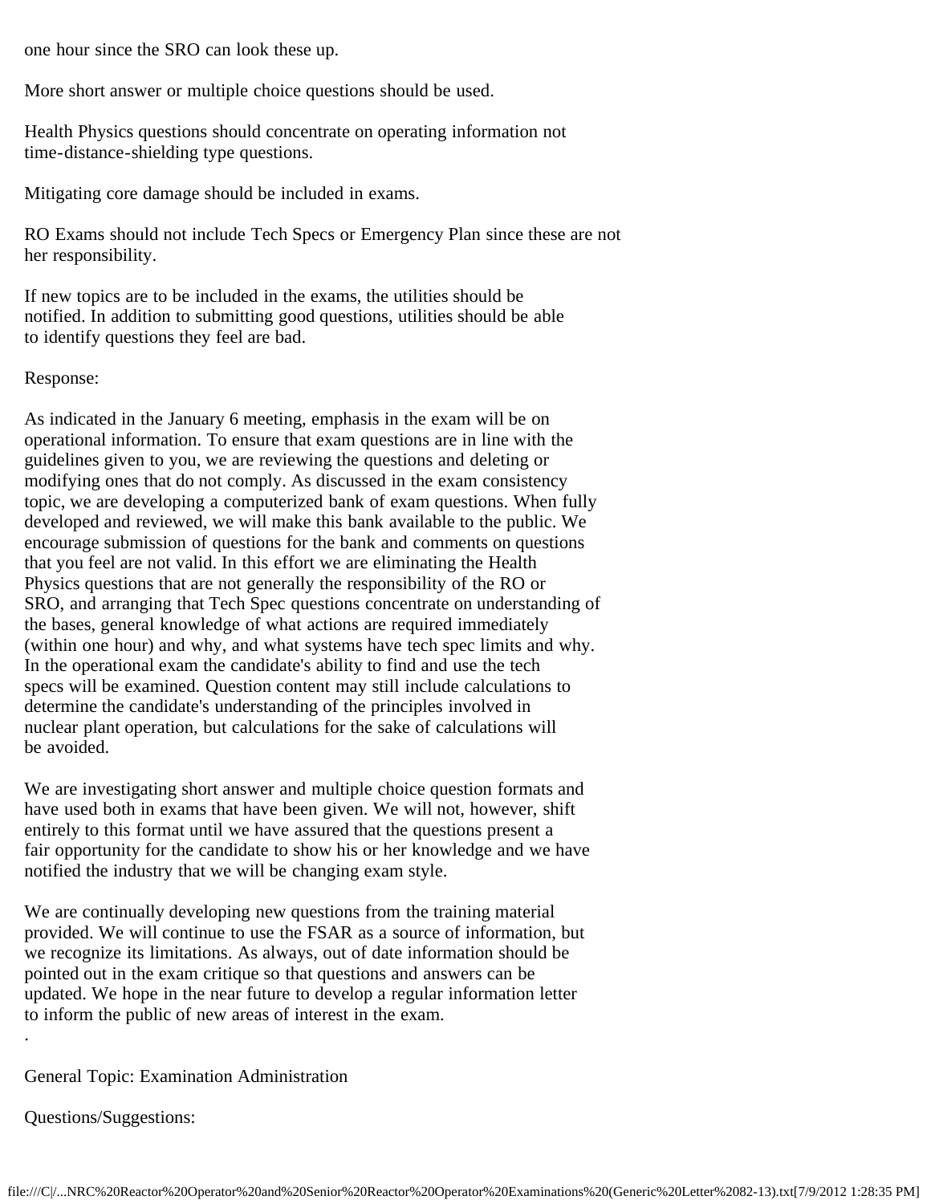one hour since the SRO can look these up.

More short answer or multiple choice questions should be used.

Health Physics questions should concentrate on operating information not time-distance-shielding type questions.

Mitigating core damage should be included in exams.

RO Exams should not include Tech Specs or Emergency Plan since these are not her responsibility.

If new topics are to be included in the exams, the utilities should be notified. In addition to submitting good questions, utilities should be able to identify questions they feel are bad.

Response:

As indicated in the January 6 meeting, emphasis in the exam will be on operational information. To ensure that exam questions are in line with the guidelines given to you, we are reviewing the questions and deleting or modifying ones that do not comply. As discussed in the exam consistency topic, we are developing a computerized bank of exam questions. When fully developed and reviewed, we will make this bank available to the public. We encourage submission of questions for the bank and comments on questions that you feel are not valid. In this effort we are eliminating the Health Physics questions that are not generally the responsibility of the RO or SRO, and arranging that Tech Spec questions concentrate on understanding of the bases, general knowledge of what actions are required immediately (within one hour) and why, and what systems have tech spec limits and why. In the operational exam the candidate's ability to find and use the tech specs will be examined. Question content may still include calculations to determine the candidate's understanding of the principles involved in nuclear plant operation, but calculations for the sake of calculations will be avoided.

We are investigating short answer and multiple choice question formats and have used both in exams that have been given. We will not, however, shift entirely to this format until we have assured that the questions present a fair opportunity for the candidate to show his or her knowledge and we have notified the industry that we will be changing exam style.

We are continually developing new questions from the training material provided. We will continue to use the FSAR as a source of information, but we recognize its limitations. As always, out of date information should be pointed out in the exam critique so that questions and answers can be updated. We hope in the near future to develop a regular information letter to inform the public of new areas of interest in the exam.

.

General Topic: Examination Administration

Questions/Suggestions: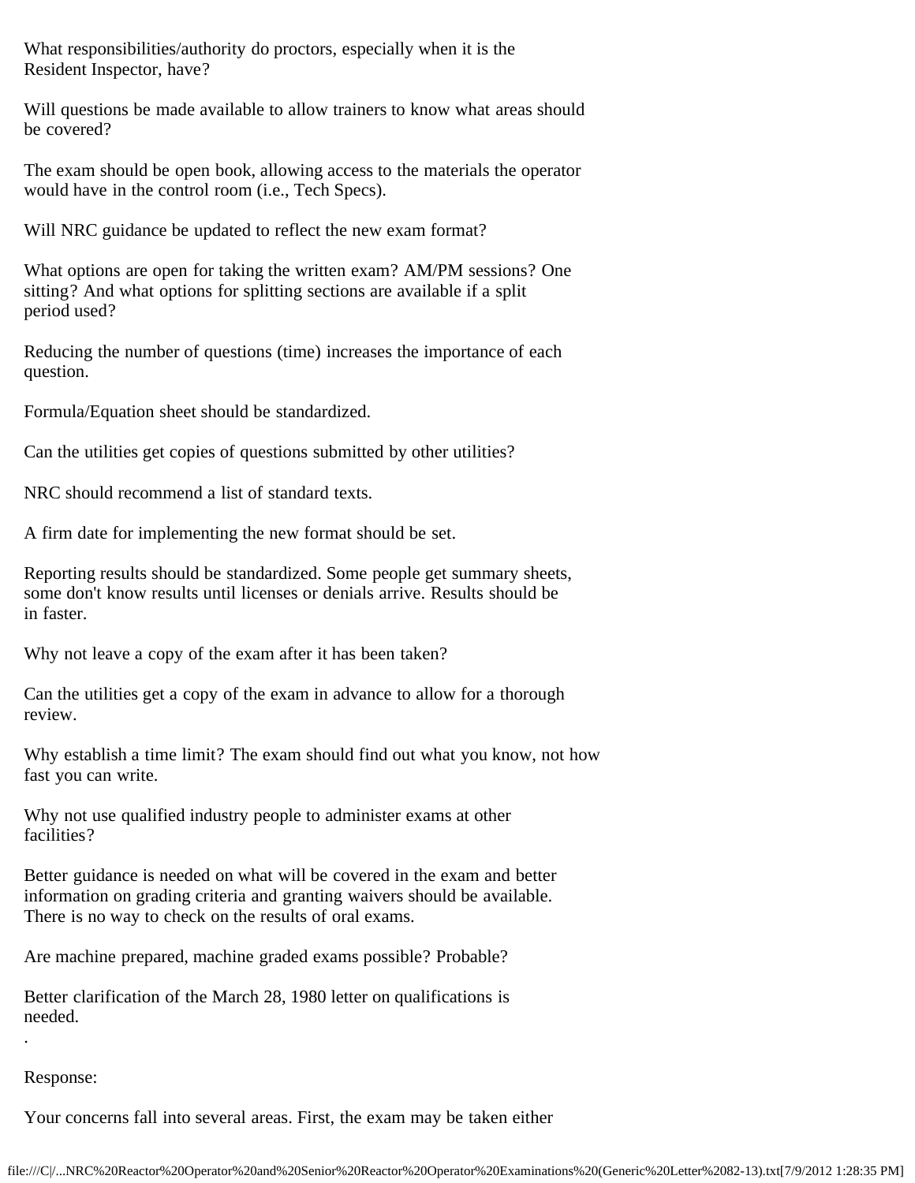What responsibilities/authority do proctors, especially when it is the Resident Inspector, have?

Will questions be made available to allow trainers to know what areas should be covered?

The exam should be open book, allowing access to the materials the operator would have in the control room (i.e., Tech Specs).

Will NRC guidance be updated to reflect the new exam format?

What options are open for taking the written exam? AM/PM sessions? One sitting? And what options for splitting sections are available if a split period used?

Reducing the number of questions (time) increases the importance of each question.

Formula/Equation sheet should be standardized.

Can the utilities get copies of questions submitted by other utilities?

NRC should recommend a list of standard texts.

A firm date for implementing the new format should be set.

Reporting results should be standardized. Some people get summary sheets, some don't know results until licenses or denials arrive. Results should be in faster.

Why not leave a copy of the exam after it has been taken?

Can the utilities get a copy of the exam in advance to allow for a thorough review.

Why establish a time limit? The exam should find out what you know, not how fast you can write.

Why not use qualified industry people to administer exams at other facilities?

Better guidance is needed on what will be covered in the exam and better information on grading criteria and granting waivers should be available. There is no way to check on the results of oral exams.

Are machine prepared, machine graded exams possible? Probable?

Better clarification of the March 28, 1980 letter on qualifications is needed.

.

Response:

Your concerns fall into several areas. First, the exam may be taken either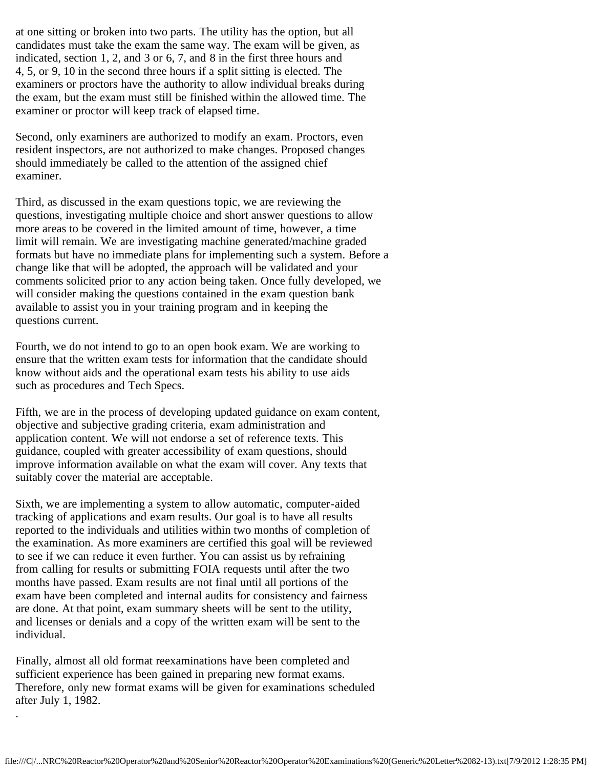at one sitting or broken into two parts. The utility has the option, but all candidates must take the exam the same way. The exam will be given, as indicated, section 1, 2, and 3 or 6, 7, and 8 in the first three hours and 4, 5, or 9, 10 in the second three hours if a split sitting is elected. The examiners or proctors have the authority to allow individual breaks during the exam, but the exam must still be finished within the allowed time. The examiner or proctor will keep track of elapsed time.

Second, only examiners are authorized to modify an exam. Proctors, even resident inspectors, are not authorized to make changes. Proposed changes should immediately be called to the attention of the assigned chief examiner.

Third, as discussed in the exam questions topic, we are reviewing the questions, investigating multiple choice and short answer questions to allow more areas to be covered in the limited amount of time, however, a time limit will remain. We are investigating machine generated/machine graded formats but have no immediate plans for implementing such a system. Before a change like that will be adopted, the approach will be validated and your comments solicited prior to any action being taken. Once fully developed, we will consider making the questions contained in the exam question bank available to assist you in your training program and in keeping the questions current.

Fourth, we do not intend to go to an open book exam. We are working to ensure that the written exam tests for information that the candidate should know without aids and the operational exam tests his ability to use aids such as procedures and Tech Specs.

Fifth, we are in the process of developing updated guidance on exam content, objective and subjective grading criteria, exam administration and application content. We will not endorse a set of reference texts. This guidance, coupled with greater accessibility of exam questions, should improve information available on what the exam will cover. Any texts that suitably cover the material are acceptable.

Sixth, we are implementing a system to allow automatic, computer-aided tracking of applications and exam results. Our goal is to have all results reported to the individuals and utilities within two months of completion of the examination. As more examiners are certified this goal will be reviewed to see if we can reduce it even further. You can assist us by refraining from calling for results or submitting FOIA requests until after the two months have passed. Exam results are not final until all portions of the exam have been completed and internal audits for consistency and fairness are done. At that point, exam summary sheets will be sent to the utility, and licenses or denials and a copy of the written exam will be sent to the individual.

Finally, almost all old format reexaminations have been completed and sufficient experience has been gained in preparing new format exams. Therefore, only new format exams will be given for examinations scheduled after July 1, 1982.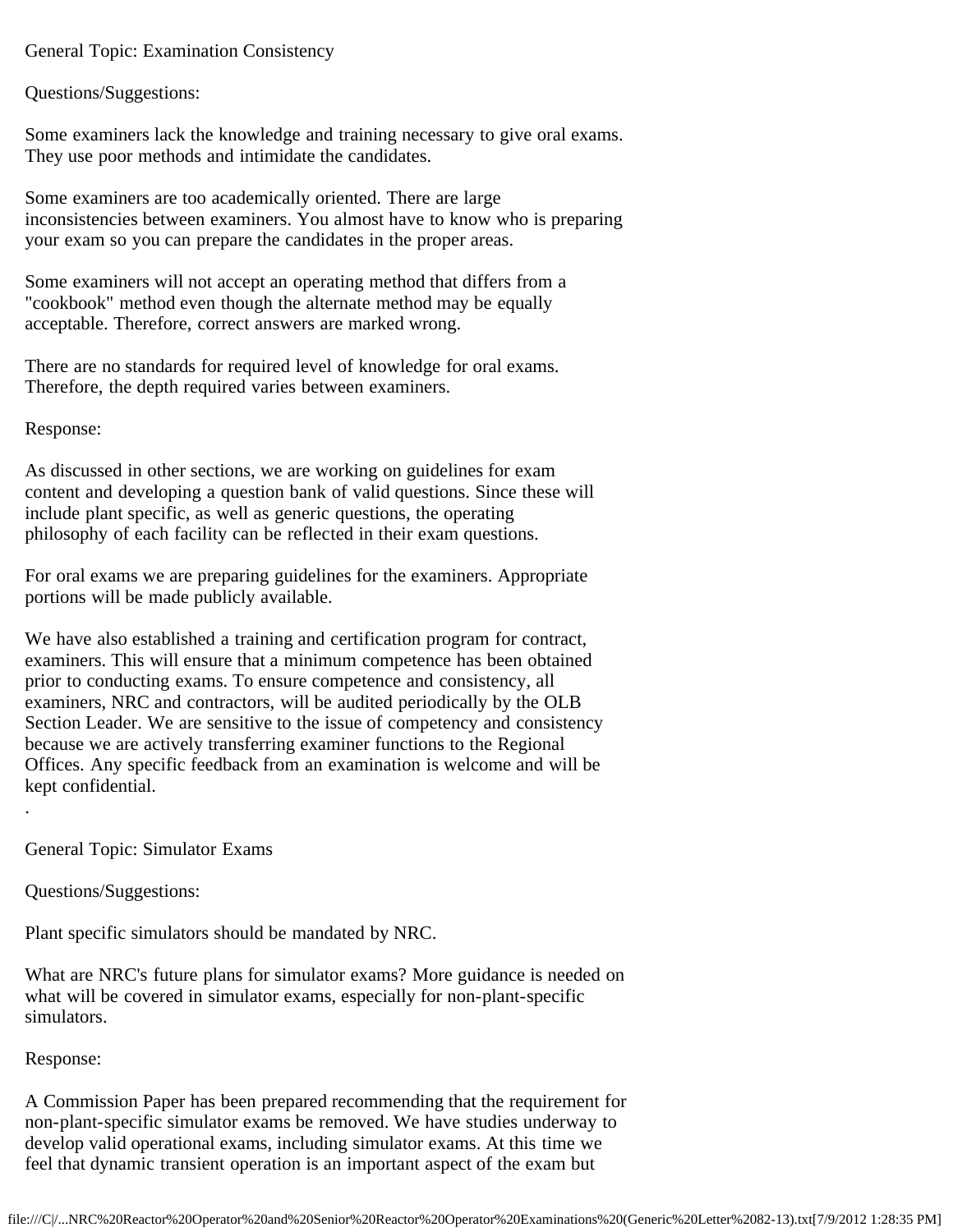General Topic: Examination Consistency

Questions/Suggestions:

Some examiners lack the knowledge and training necessary to give oral exams. They use poor methods and intimidate the candidates.

Some examiners are too academically oriented. There are large inconsistencies between examiners. You almost have to know who is preparing your exam so you can prepare the candidates in the proper areas.

Some examiners will not accept an operating method that differs from a "cookbook" method even though the alternate method may be equally acceptable. Therefore, correct answers are marked wrong.

There are no standards for required level of knowledge for oral exams. Therefore, the depth required varies between examiners.

Response:

As discussed in other sections, we are working on guidelines for exam content and developing a question bank of valid questions. Since these will include plant specific, as well as generic questions, the operating philosophy of each facility can be reflected in their exam questions.

For oral exams we are preparing guidelines for the examiners. Appropriate portions will be made publicly available.

We have also established a training and certification program for contract, examiners. This will ensure that a minimum competence has been obtained prior to conducting exams. To ensure competence and consistency, all examiners, NRC and contractors, will be audited periodically by the OLB Section Leader. We are sensitive to the issue of competency and consistency because we are actively transferring examiner functions to the Regional Offices. Any specific feedback from an examination is welcome and will be kept confidential.

.

General Topic: Simulator Exams

Questions/Suggestions:

Plant specific simulators should be mandated by NRC.

What are NRC's future plans for simulator exams? More guidance is needed on what will be covered in simulator exams, especially for non-plant-specific simulators.

Response:

A Commission Paper has been prepared recommending that the requirement for non-plant-specific simulator exams be removed. We have studies underway to develop valid operational exams, including simulator exams. At this time we feel that dynamic transient operation is an important aspect of the exam but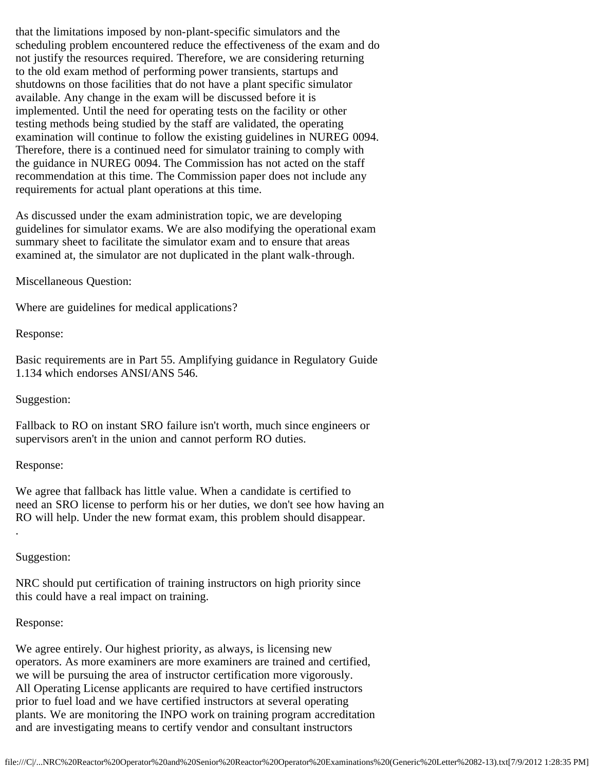that the limitations imposed by non-plant-specific simulators and the scheduling problem encountered reduce the effectiveness of the exam and do not justify the resources required. Therefore, we are considering returning to the old exam method of performing power transients, startups and shutdowns on those facilities that do not have a plant specific simulator available. Any change in the exam will be discussed before it is implemented. Until the need for operating tests on the facility or other testing methods being studied by the staff are validated, the operating examination will continue to follow the existing guidelines in NUREG 0094. Therefore, there is a continued need for simulator training to comply with the guidance in NUREG 0094. The Commission has not acted on the staff recommendation at this time. The Commission paper does not include any requirements for actual plant operations at this time.

As discussed under the exam administration topic, we are developing guidelines for simulator exams. We are also modifying the operational exam summary sheet to facilitate the simulator exam and to ensure that areas examined at, the simulator are not duplicated in the plant walk-through.

Miscellaneous Question:

Where are guidelines for medical applications?

Response:

Basic requirements are in Part 55. Amplifying guidance in Regulatory Guide 1.134 which endorses ANSI/ANS 546.

Suggestion:

Fallback to RO on instant SRO failure isn't worth, much since engineers or supervisors aren't in the union and cannot perform RO duties.

Response:

We agree that fallback has little value. When a candidate is certified to need an SRO license to perform his or her duties, we don't see how having an RO will help. Under the new format exam, this problem should disappear.
.

Suggestion:

NRC should put certification of training instructors on high priority since this could have a real impact on training.

Response:

We agree entirely. Our highest priority, as always, is licensing new operators. As more examiners are more examiners are trained and certified, we will be pursuing the area of instructor certification more vigorously. All Operating License applicants are required to have certified instructors prior to fuel load and we have certified instructors at several operating plants. We are monitoring the INPO work on training program accreditation and are investigating means to certify vendor and consultant instructors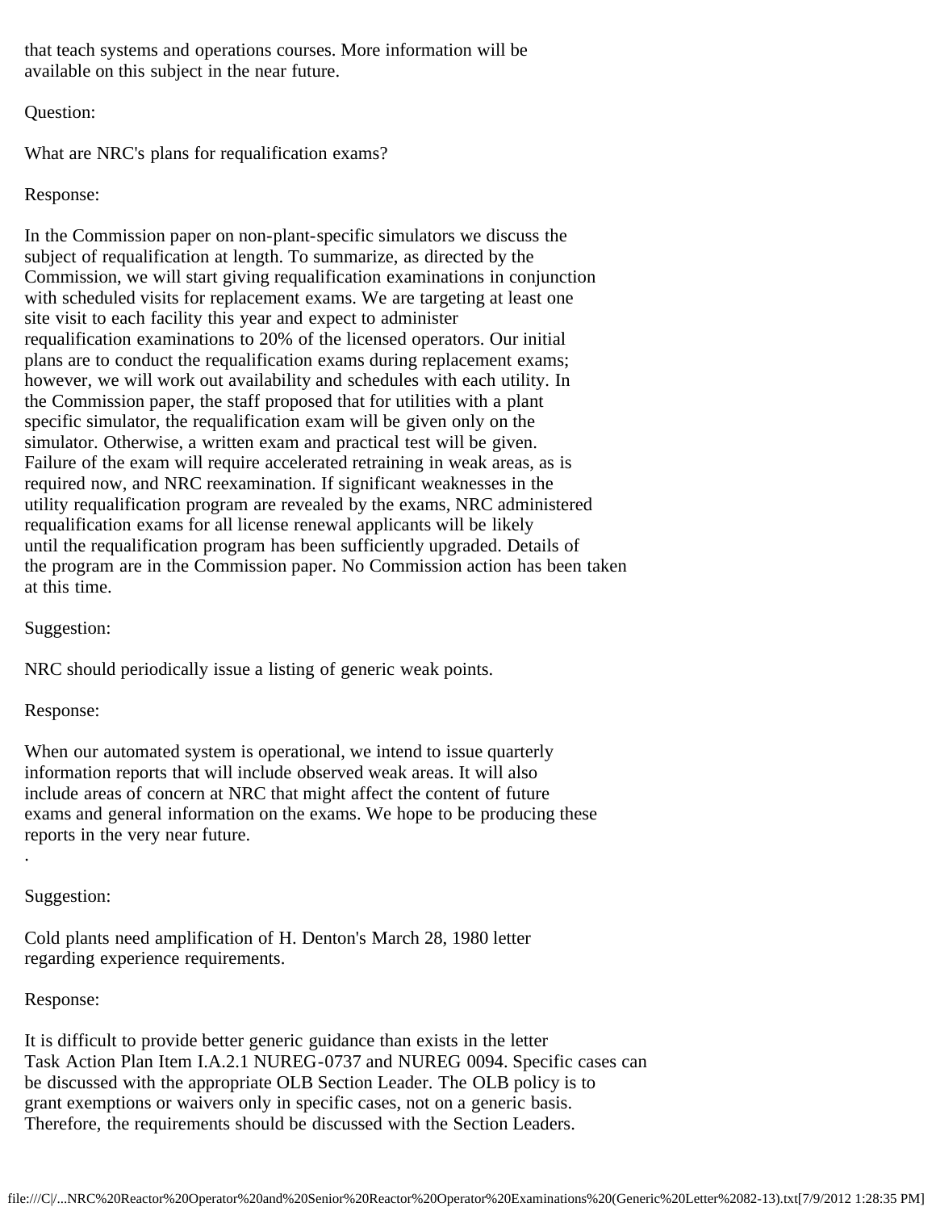that teach systems and operations courses. More information will be available on this subject in the near future.

Question:

What are NRC's plans for requalification exams?

Response:

In the Commission paper on non-plant-specific simulators we discuss the subject of requalification at length. To summarize, as directed by the Commission, we will start giving requalification examinations in conjunction with scheduled visits for replacement exams. We are targeting at least one site visit to each facility this year and expect to administer requalification examinations to 20% of the licensed operators. Our initial plans are to conduct the requalification exams during replacement exams; however, we will work out availability and schedules with each utility. In the Commission paper, the staff proposed that for utilities with a plant specific simulator, the requalification exam will be given only on the simulator. Otherwise, a written exam and practical test will be given. Failure of the exam will require accelerated retraining in weak areas, as is required now, and NRC reexamination. If significant weaknesses in the utility requalification program are revealed by the exams, NRC administered requalification exams for all license renewal applicants will be likely until the requalification program has been sufficiently upgraded. Details of the program are in the Commission paper. No Commission action has been taken at this time.

Suggestion:

NRC should periodically issue a listing of generic weak points.

Response:

When our automated system is operational, we intend to issue quarterly information reports that will include observed weak areas. It will also include areas of concern at NRC that might affect the content of future exams and general information on the exams. We hope to be producing these reports in the very near future.

.

Suggestion:

Cold plants need amplification of H. Denton's March 28, 1980 letter regarding experience requirements.

Response:

It is difficult to provide better generic guidance than exists in the letter Task Action Plan Item I.A.2.1 NUREG-0737 and NUREG 0094. Specific cases can be discussed with the appropriate OLB Section Leader. The OLB policy is to grant exemptions or waivers only in specific cases, not on a generic basis. Therefore, the requirements should be discussed with the Section Leaders.